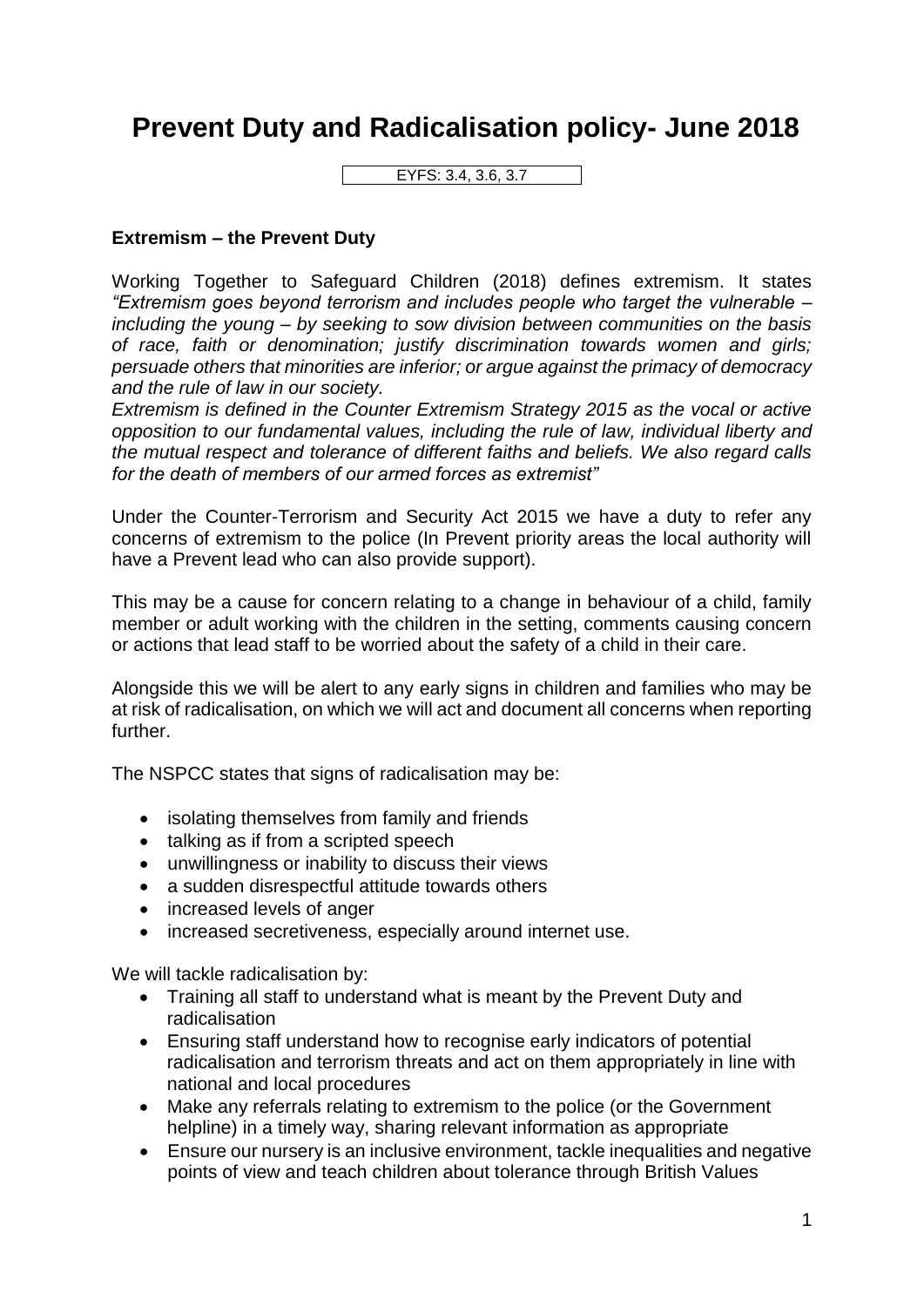# Prevent Duty and Radicalisation policy- June 2018

EYFS: 3.4, 3.6, 3.7

**Extremism – the Prevent Duty**

Working Together to Safeguard Children (2018) defines extremism. It states *"Extremism goes beyond terrorism and includes people who target the vulnerable – including the young – by seeking to sow division between communities on the basis of race, faith or denomination; justify discrimination towards women and girls; persuade others that minorities are inferior; or argue against the primacy of democracy and the rule of law in our society.*
*Extremism is defined in the Counter Extremism Strategy 2015 as the vocal or active opposition to our fundamental values, including the rule of law, individual liberty and the mutual respect and tolerance of different faiths and beliefs. We also regard calls for the death of members of our armed forces as extremist"*

Under the Counter-Terrorism and Security Act 2015 we have a duty to refer any concerns of extremism to the police (In Prevent priority areas the local authority will have a Prevent lead who can also provide support).

This may be a cause for concern relating to a change in behaviour of a child, family member or adult working with the children in the setting, comments causing concern or actions that lead staff to be worried about the safety of a child in their care.

Alongside this we will be alert to any early signs in children and families who may be at risk of radicalisation, on which we will act and document all concerns when reporting further.

The NSPCC states that signs of radicalisation may be:

- isolating themselves from family and friends
- talking as if from a scripted speech
- unwillingness or inability to discuss their views
- a sudden disrespectful attitude towards others
- increased levels of anger
- increased secretiveness, especially around internet use.

We will tackle radicalisation by:

- Training all staff to understand what is meant by the Prevent Duty and radicalisation
- Ensuring staff understand how to recognise early indicators of potential radicalisation and terrorism threats and act on them appropriately in line with national and local procedures
- Make any referrals relating to extremism to the police (or the Government helpline) in a timely way, sharing relevant information as appropriate
- Ensure our nursery is an inclusive environment, tackle inequalities and negative points of view and teach children about tolerance through British Values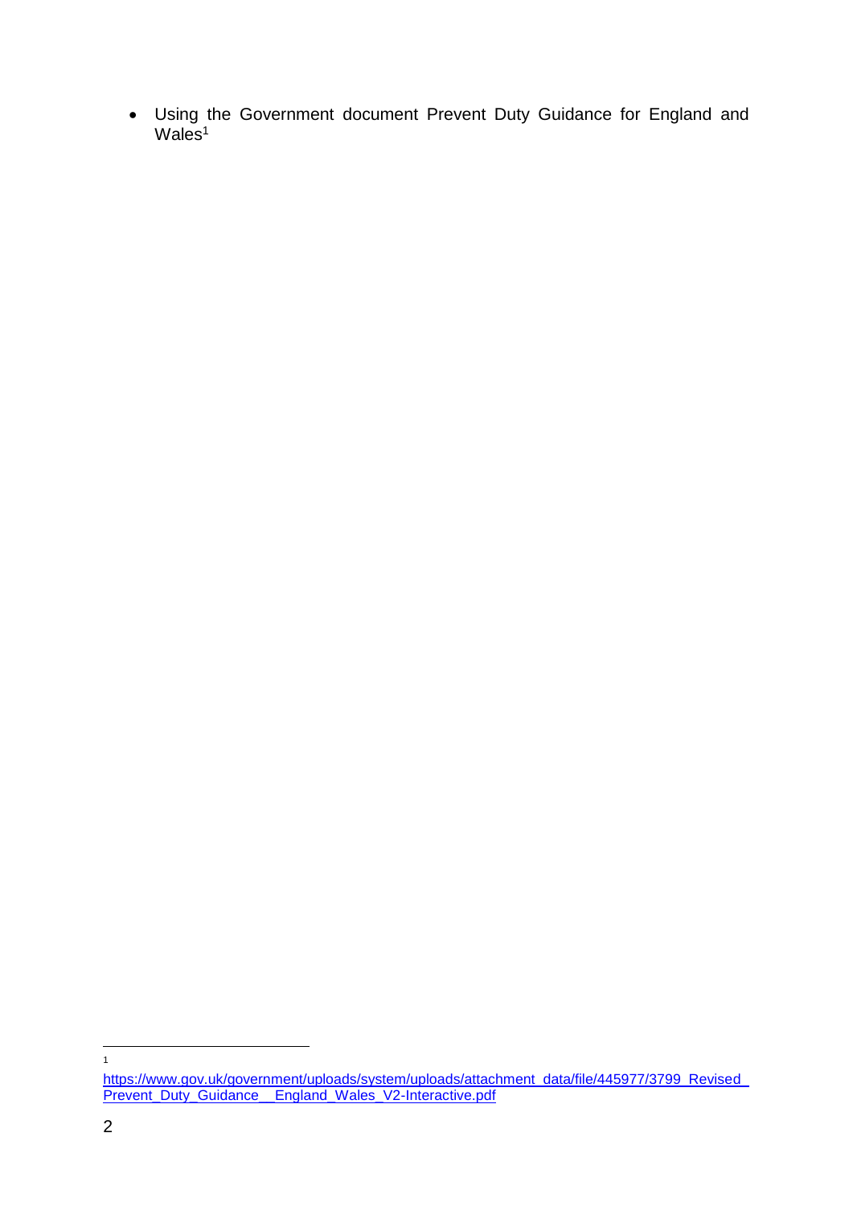- Using the Government document Prevent Duty Guidance for England and Wales[1]

[1] https://www.gov.uk/government/uploads/system/uploads/attachment_data/file/445977/3799_Revised_Prevent_Duty_Guidance__England_Wales_V2-Interactive.pdf